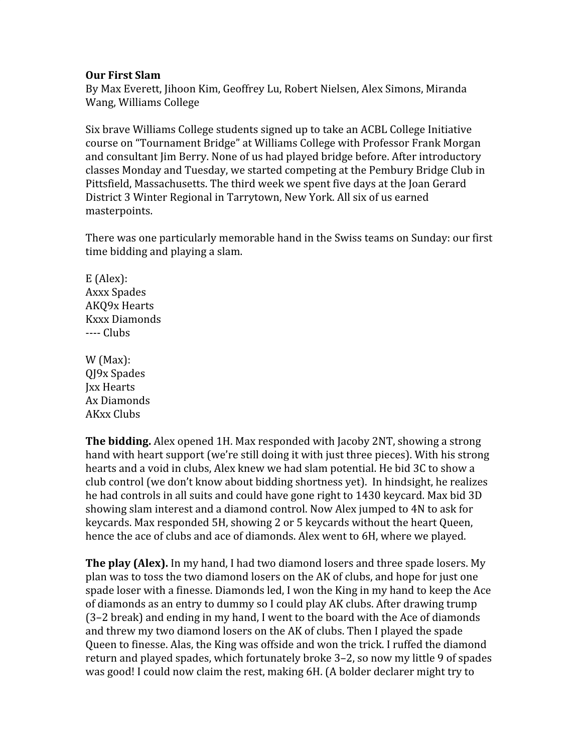**Our First Slam**

By Max Everett, Jihoon Kim, Geoffrey Lu, Robert Nielsen, Alex Simons, Miranda Wang, Williams College

Six brave Williams College students signed up to take an ACBL College Initiative course on "Tournament Bridge" at Williams College with Professor Frank Morgan and consultant Jim Berry. None of us had played bridge before. After introductory classes Monday and Tuesday, we started competing at the Pembury Bridge Club in Pittsfield, Massachusetts. The third week we spent five days at the Joan Gerard District 3 Winter Regional in Tarrytown, New York. All six of us earned masterpoints.

There was one particularly memorable hand in the Swiss teams on Sunday: our first time bidding and playing a slam.

E (Alex):
Axxx Spades
AKQ9x Hearts
Kxxx Diamonds
---- Clubs

W (Max):
QJ9x Spades
Jxx Hearts
Ax Diamonds
AKxx Clubs

**The bidding.** Alex opened 1H. Max responded with Jacoby 2NT, showing a strong hand with heart support (we're still doing it with just three pieces). With his strong hearts and a void in clubs, Alex knew we had slam potential. He bid 3C to show a club control (we don't know about bidding shortness yet). In hindsight, he realizes he had controls in all suits and could have gone right to 1430 keycard. Max bid 3D showing slam interest and a diamond control. Now Alex jumped to 4N to ask for keycards. Max responded 5H, showing 2 or 5 keycards without the heart Queen, hence the ace of clubs and ace of diamonds. Alex went to 6H, where we played.

**The play (Alex).** In my hand, I had two diamond losers and three spade losers. My plan was to toss the two diamond losers on the AK of clubs, and hope for just one spade loser with a finesse. Diamonds led, I won the King in my hand to keep the Ace of diamonds as an entry to dummy so I could play AK clubs. After drawing trump (3–2 break) and ending in my hand, I went to the board with the Ace of diamonds and threw my two diamond losers on the AK of clubs. Then I played the spade Queen to finesse. Alas, the King was offside and won the trick. I ruffed the diamond return and played spades, which fortunately broke 3–2, so now my little 9 of spades was good! I could now claim the rest, making 6H. (A bolder declarer might try to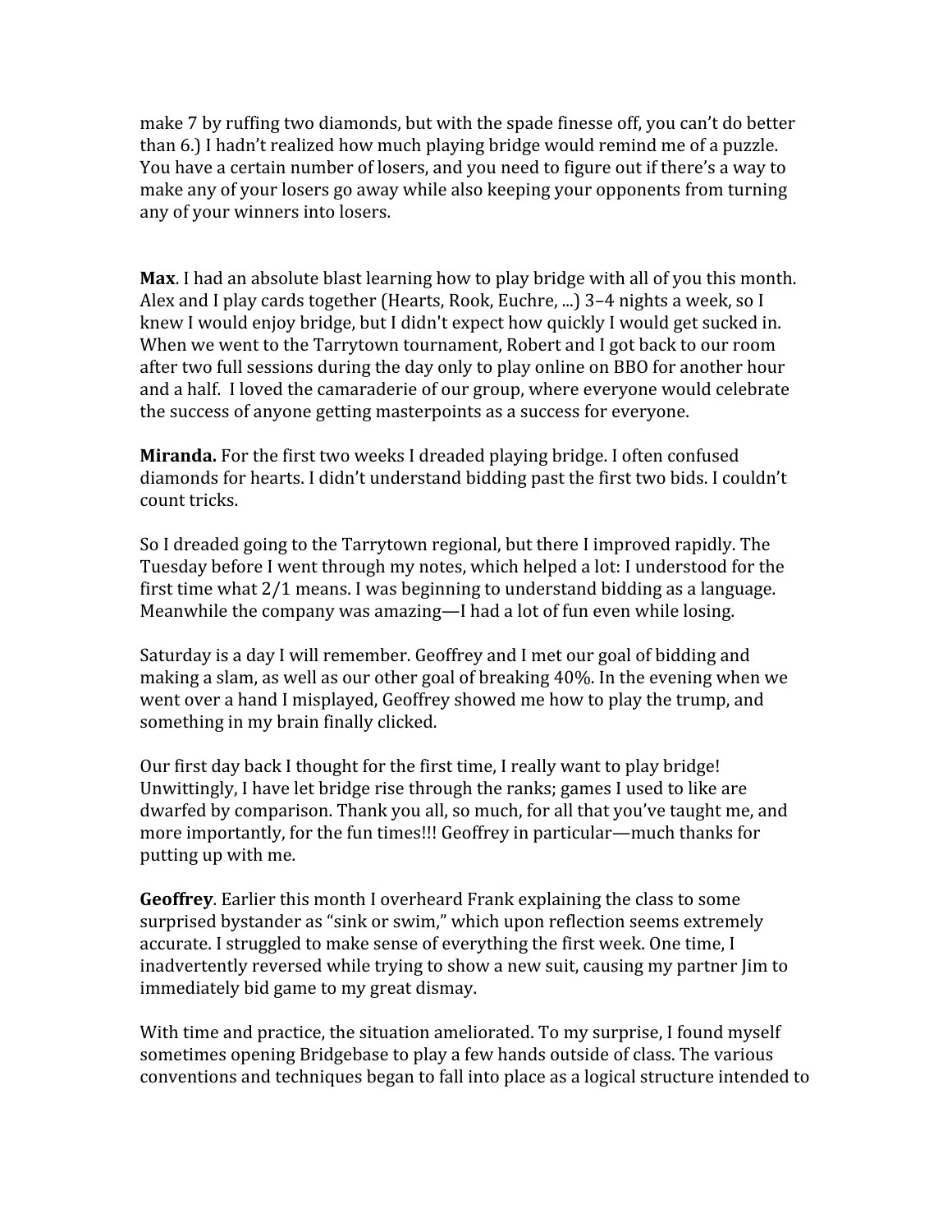make 7 by ruffing two diamonds, but with the spade finesse off, you can't do better than 6.) I hadn't realized how much playing bridge would remind me of a puzzle. You have a certain number of losers, and you need to figure out if there's a way to make any of your losers go away while also keeping your opponents from turning any of your winners into losers.

**Max**. I had an absolute blast learning how to play bridge with all of you this month. Alex and I play cards together (Hearts, Rook, Euchre, ...) 3–4 nights a week, so I knew I would enjoy bridge, but I didn't expect how quickly I would get sucked in. When we went to the Tarrytown tournament, Robert and I got back to our room after two full sessions during the day only to play online on BBO for another hour and a half. I loved the camaraderie of our group, where everyone would celebrate the success of anyone getting masterpoints as a success for everyone.

**Miranda.** For the first two weeks I dreaded playing bridge. I often confused diamonds for hearts. I didn't understand bidding past the first two bids. I couldn't count tricks.

So I dreaded going to the Tarrytown regional, but there I improved rapidly. The Tuesday before I went through my notes, which helped a lot: I understood for the first time what 2/1 means. I was beginning to understand bidding as a language. Meanwhile the company was amazing—I had a lot of fun even while losing.

Saturday is a day I will remember. Geoffrey and I met our goal of bidding and making a slam, as well as our other goal of breaking 40%. In the evening when we went over a hand I misplayed, Geoffrey showed me how to play the trump, and something in my brain finally clicked.

Our first day back I thought for the first time, I really want to play bridge! Unwittingly, I have let bridge rise through the ranks; games I used to like are dwarfed by comparison. Thank you all, so much, for all that you've taught me, and more importantly, for the fun times!!! Geoffrey in particular—much thanks for putting up with me.

**Geoffrey**. Earlier this month I overheard Frank explaining the class to some surprised bystander as "sink or swim," which upon reflection seems extremely accurate. I struggled to make sense of everything the first week. One time, I inadvertently reversed while trying to show a new suit, causing my partner Jim to immediately bid game to my great dismay.

With time and practice, the situation ameliorated. To my surprise, I found myself sometimes opening Bridgebase to play a few hands outside of class. The various conventions and techniques began to fall into place as a logical structure intended to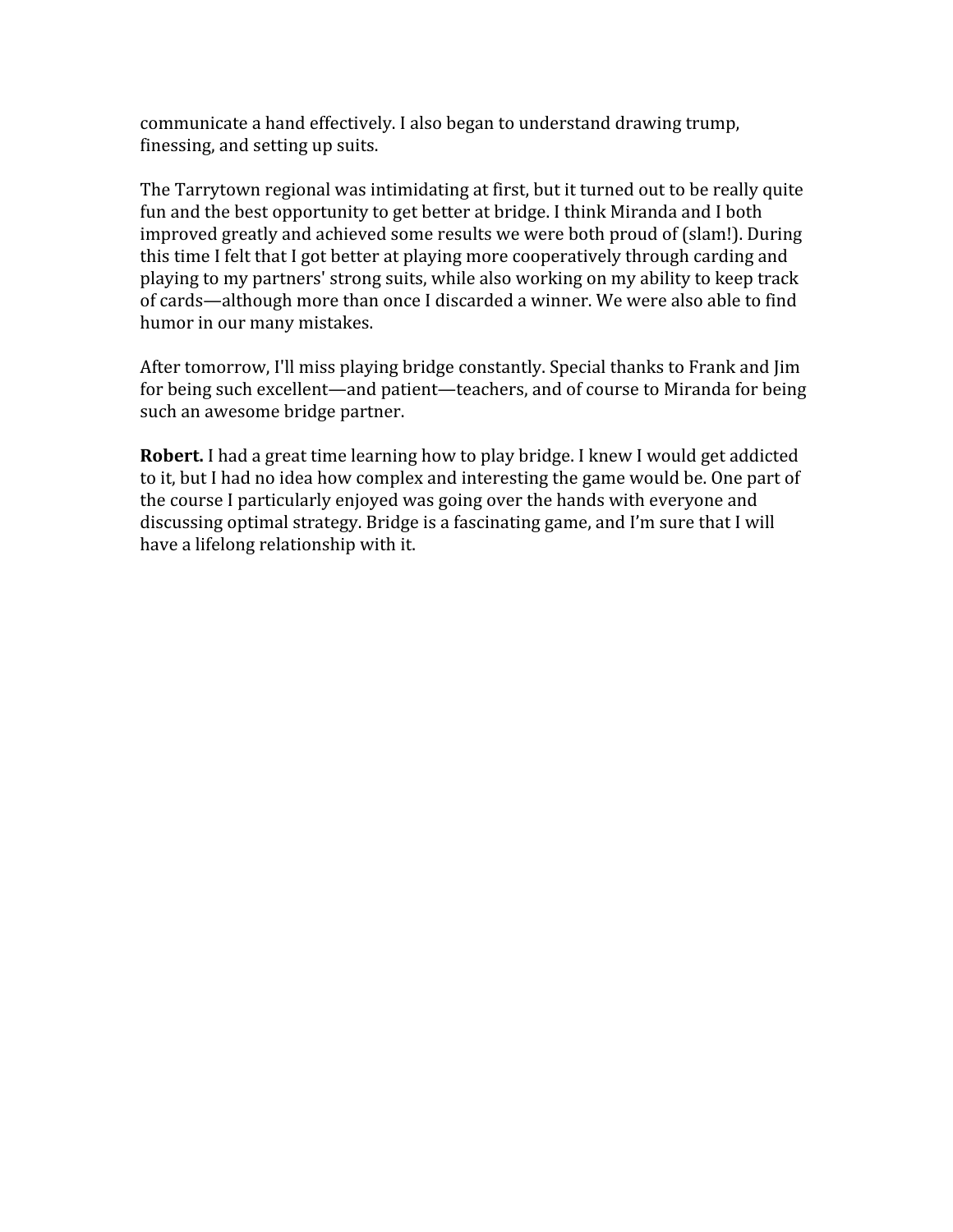communicate a hand effectively. I also began to understand drawing trump, finessing, and setting up suits.

The Tarrytown regional was intimidating at first, but it turned out to be really quite fun and the best opportunity to get better at bridge. I think Miranda and I both improved greatly and achieved some results we were both proud of (slam!). During this time I felt that I got better at playing more cooperatively through carding and playing to my partners' strong suits, while also working on my ability to keep track of cards—although more than once I discarded a winner. We were also able to find humor in our many mistakes.

After tomorrow, I'll miss playing bridge constantly. Special thanks to Frank and Jim for being such excellent—and patient—teachers, and of course to Miranda for being such an awesome bridge partner.

**Robert.** I had a great time learning how to play bridge. I knew I would get addicted to it, but I had no idea how complex and interesting the game would be. One part of the course I particularly enjoyed was going over the hands with everyone and discussing optimal strategy. Bridge is a fascinating game, and I'm sure that I will have a lifelong relationship with it.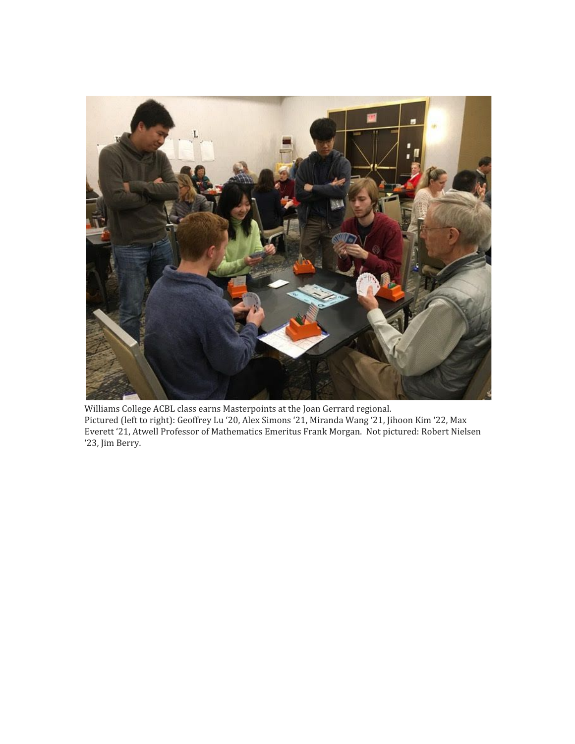Williams College ACBL class earns Masterpoints at the Joan Gerrard regional.
Pictured (left to right): Geoffrey Lu '20, Alex Simons '21, Miranda Wang '21, Jihoon Kim '22, Max Everett '21, Atwell Professor of Mathematics Emeritus Frank Morgan. Not pictured: Robert Nielsen '23, Jim Berry.